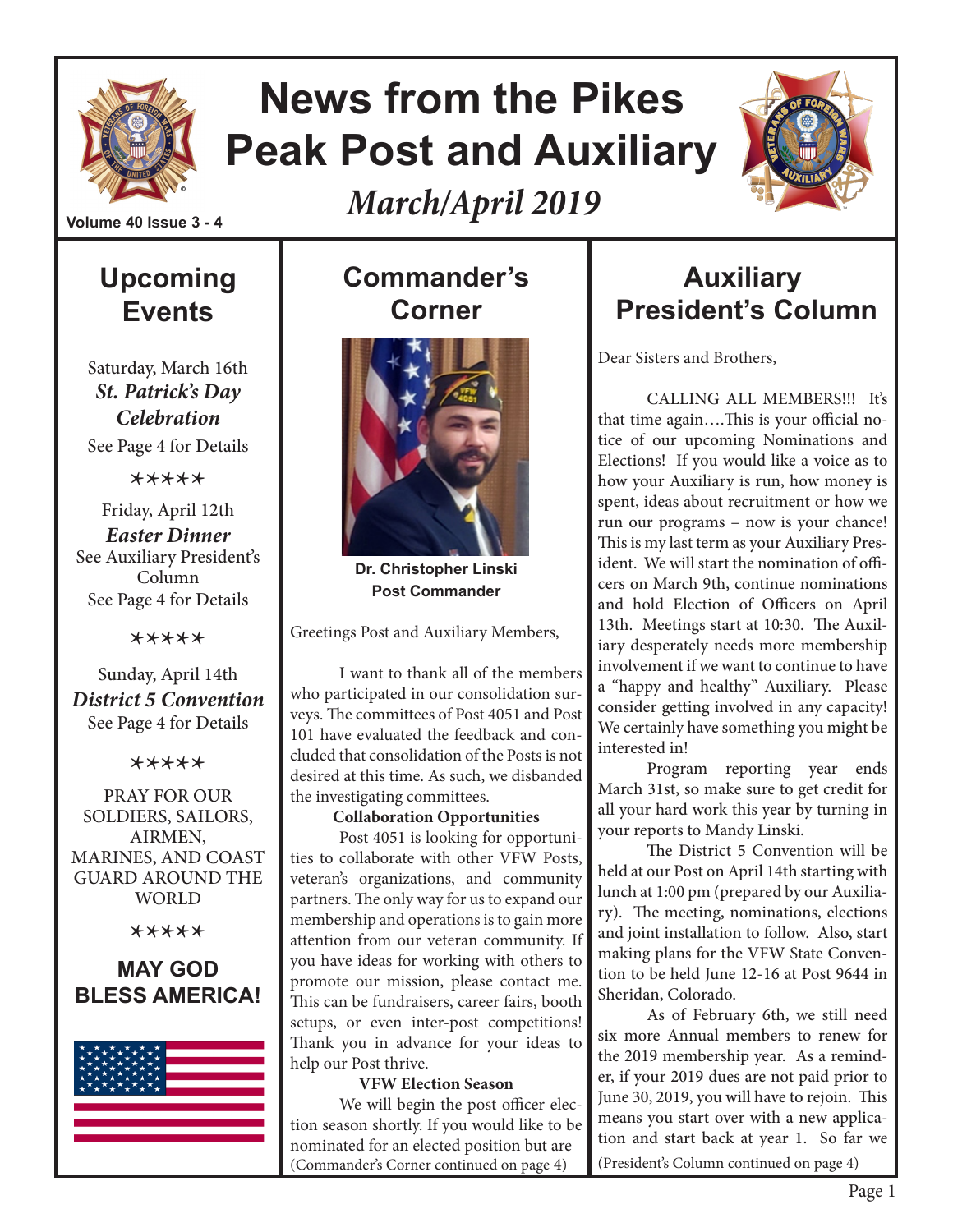# News from the Pikes Peak Post and Auxiliary

*March/April 2019*

Volume 40 Issue 3 - 4

## Upcoming Events

Saturday, March 16th
***St. Patrick's Day Celebration***
See Page 4 for Details

✶✶✶✶✶

Friday, April 12th
***Easter Dinner***
See Auxiliary President's Column
See Page 4 for Details

✶✶✶✶✶

Sunday, April 14th
***District 5 Convention***
See Page 4 for Details

✶✶✶✶✶

PRAY FOR OUR SOLDIERS, SAILORS, AIRMEN, MARINES, AND COAST GUARD AROUND THE WORLD

✶✶✶✶✶

**MAY GOD BLESS AMERICA!**

## Commander's Corner

**Dr. Christopher Linski**
**Post Commander**

Greetings Post and Auxiliary Members,

I want to thank all of the members who participated in our consolidation surveys. The committees of Post 4051 and Post 101 have evaluated the feedback and concluded that consolidation of the Posts is not desired at this time. As such, we disbanded the investigating committees.

**Collaboration Opportunities**

Post 4051 is looking for opportunities to collaborate with other VFW Posts, veteran's organizations, and community partners. The only way for us to expand our membership and operations is to gain more attention from our veteran community. If you have ideas for working with others to promote our mission, please contact me. This can be fundraisers, career fairs, booth setups, or even inter-post competitions! Thank you in advance for your ideas to help our Post thrive.

**VFW Election Season**

We will begin the post officer election season shortly. If you would like to be nominated for an elected position but are

(Commander's Corner continued on page 4)

## Auxiliary President's Column

Dear Sisters and Brothers,

CALLING ALL MEMBERS!!! It's that time again….This is your official notice of our upcoming Nominations and Elections! If you would like a voice as to how your Auxiliary is run, how money is spent, ideas about recruitment or how we run our programs – now is your chance! This is my last term as your Auxiliary President. We will start the nomination of officers on March 9th, continue nominations and hold Election of Officers on April 13th. Meetings start at 10:30. The Auxiliary desperately needs more membership involvement if we want to continue to have a "happy and healthy" Auxiliary. Please consider getting involved in any capacity! We certainly have something you might be interested in!

Program reporting year ends March 31st, so make sure to get credit for all your hard work this year by turning in your reports to Mandy Linski.

The District 5 Convention will be held at our Post on April 14th starting with lunch at 1:00 pm (prepared by our Auxiliary). The meeting, nominations, elections and joint installation to follow. Also, start making plans for the VFW State Convention to be held June 12-16 at Post 9644 in Sheridan, Colorado.

As of February 6th, we still need six more Annual members to renew for the 2019 membership year. As a reminder, if your 2019 dues are not paid prior to June 30, 2019, you will have to rejoin. This means you start over with a new application and start back at year 1. So far we

(President's Column continued on page 4)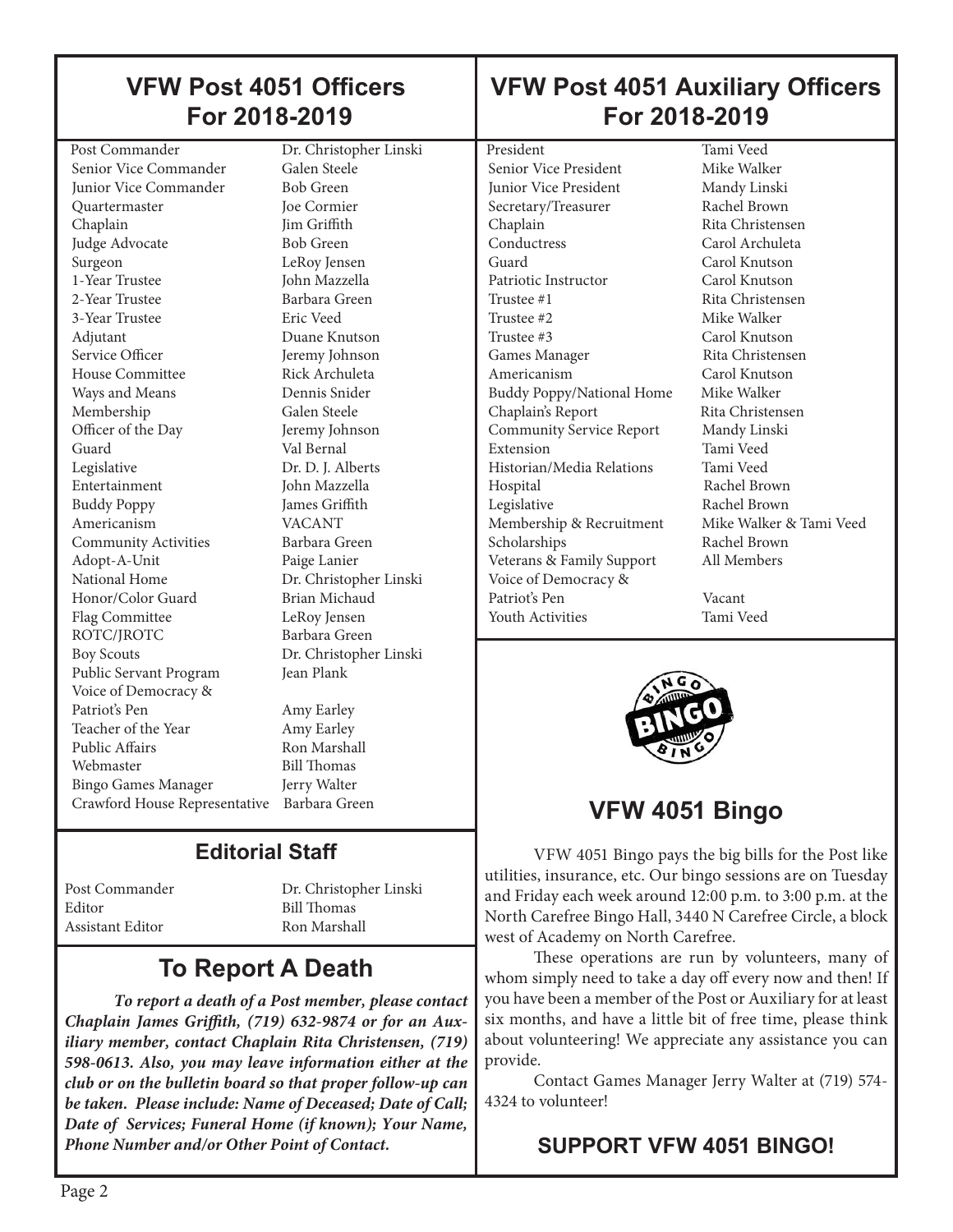## VFW Post 4051 Officers For 2018-2019

| Position | Name |
|---|---|
| Post Commander | Dr. Christopher Linski |
| Senior Vice Commander | Galen Steele |
| Junior Vice Commander | Bob Green |
| Quartermaster | Joe Cormier |
| Chaplain | Jim Griffith |
| Judge Advocate | Bob Green |
| Surgeon | LeRoy Jensen |
| 1-Year Trustee | John Mazzella |
| 2-Year Trustee | Barbara Green |
| 3-Year Trustee | Eric Veed |
| Adjutant | Duane Knutson |
| Service Officer | Jeremy Johnson |
| House Committee | Rick Archuleta |
| Ways and Means | Dennis Snider |
| Membership | Galen Steele |
| Officer of the Day | Jeremy Johnson |
| Guard | Val Bernal |
| Legislative | Dr. D. J. Alberts |
| Entertainment | John Mazzella |
| Buddy Poppy | James Griffith |
| Americanism | VACANT |
| Community Activities | Barbara Green |
| Adopt-A-Unit | Paige Lanier |
| National Home | Dr. Christopher Linski |
| Honor/Color Guard | Brian Michaud |
| Flag Committee | LeRoy Jensen |
| ROTC/JROTC | Barbara Green |
| Boy Scouts | Dr. Christopher Linski |
| Public Servant Program | Jean Plank |
| Voice of Democracy & Patriot's Pen | Amy Earley |
| Teacher of the Year | Amy Earley |
| Public Affairs | Ron Marshall |
| Webmaster | Bill Thomas |
| Bingo Games Manager | Jerry Walter |
| Crawford House Representative | Barbara Green |

## Editorial Staff

| Position | Name |
|---|---|
| Post Commander | Dr. Christopher Linski |
| Editor | Bill Thomas |
| Assistant Editor | Ron Marshall |

## To Report A Death

***To report a death of a Post member, please contact Chaplain James Griffith, (719) 632-9874 or for an Auxiliary member, contact Chaplain Rita Christensen, (719) 598-0613. Also, you may leave information either at the club or on the bulletin board so that proper follow-up can be taken. Please include: Name of Deceased; Date of Call; Date of Services; Funeral Home (if known); Your Name, Phone Number and/or Other Point of Contact.***

## VFW Post 4051 Auxiliary Officers For 2018-2019

| Position | Name |
|---|---|
| President | Tami Veed |
| Senior Vice President | Mike Walker |
| Junior Vice President | Mandy Linski |
| Secretary/Treasurer | Rachel Brown |
| Chaplain | Rita Christensen |
| Conductress | Carol Archuleta |
| Guard | Carol Knutson |
| Patriotic Instructor | Carol Knutson |
| Trustee #1 | Rita Christensen |
| Trustee #2 | Mike Walker |
| Trustee #3 | Carol Knutson |
| Games Manager | Rita Christensen |
| Americanism | Carol Knutson |
| Buddy Poppy/National Home | Mike Walker |
| Chaplain's Report | Rita Christensen |
| Community Service Report | Mandy Linski |
| Extension | Tami Veed |
| Historian/Media Relations | Tami Veed |
| Hospital | Rachel Brown |
| Legislative | Rachel Brown |
| Membership & Recruitment | Mike Walker & Tami Veed |
| Scholarships | Rachel Brown |
| Veterans & Family Support | All Members |
| Voice of Democracy & Patriot's Pen | Vacant |
| Youth Activities | Tami Veed |

## VFW 4051 Bingo

VFW 4051 Bingo pays the big bills for the Post like utilities, insurance, etc. Our bingo sessions are on Tuesday and Friday each week around 12:00 p.m. to 3:00 p.m. at the North Carefree Bingo Hall, 3440 N Carefree Circle, a block west of Academy on North Carefree.

These operations are run by volunteers, many of whom simply need to take a day off every now and then! If you have been a member of the Post or Auxiliary for at least six months, and have a little bit of free time, please think about volunteering! We appreciate any assistance you can provide.

Contact Games Manager Jerry Walter at (719) 574-4324 to volunteer!

**SUPPORT VFW 4051 BINGO!**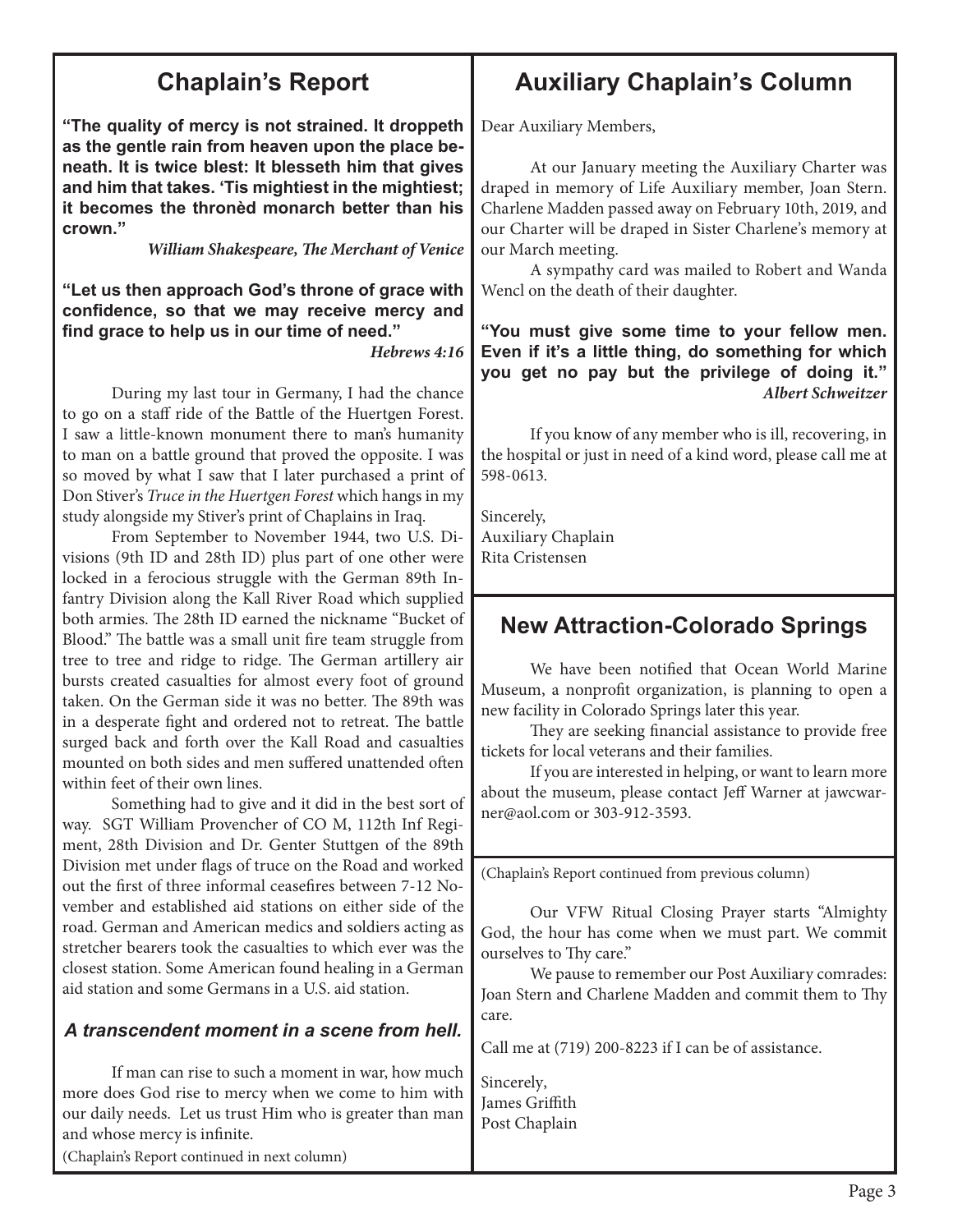## Chaplain's Report

**"The quality of mercy is not strained. It droppeth as the gentle rain from heaven upon the place beneath. It is twice blest: It blesseth him that gives and him that takes. 'Tis mightiest in the mightiest; it becomes the thronèd monarch better than his crown."**

***William Shakespeare, The Merchant of Venice***

**"Let us then approach God's throne of grace with confidence, so that we may receive mercy and find grace to help us in our time of need."**

***Hebrews 4:16***

During my last tour in Germany, I had the chance to go on a staff ride of the Battle of the Huertgen Forest. I saw a little-known monument there to man's humanity to man on a battle ground that proved the opposite. I was so moved by what I saw that I later purchased a print of Don Stiver's *Truce in the Huertgen Forest* which hangs in my study alongside my Stiver's print of Chaplains in Iraq.

From September to November 1944, two U.S. Divisions (9th ID and 28th ID) plus part of one other were locked in a ferocious struggle with the German 89th Infantry Division along the Kall River Road which supplied both armies. The 28th ID earned the nickname "Bucket of Blood." The battle was a small unit fire team struggle from tree to tree and ridge to ridge. The German artillery air bursts created casualties for almost every foot of ground taken. On the German side it was no better. The 89th was in a desperate fight and ordered not to retreat. The battle surged back and forth over the Kall Road and casualties mounted on both sides and men suffered unattended often within feet of their own lines.

Something had to give and it did in the best sort of way. SGT William Provencher of CO M, 112th Inf Regiment, 28th Division and Dr. Genter Stuttgen of the 89th Division met under flags of truce on the Road and worked out the first of three informal ceasefires between 7-12 November and established aid stations on either side of the road. German and American medics and soldiers acting as stretcher bearers took the casualties to which ever was the closest station. Some American found healing in a German aid station and some Germans in a U.S. aid station.

### *A transcendent moment in a scene from hell.*

If man can rise to such a moment in war, how much more does God rise to mercy when we come to him with our daily needs. Let us trust Him who is greater than man and whose mercy is infinite.

(Chaplain's Report continued in next column)

(Chaplain's Report continued from previous column)

Our VFW Ritual Closing Prayer starts "Almighty God, the hour has come when we must part. We commit ourselves to Thy care."

We pause to remember our Post Auxiliary comrades: Joan Stern and Charlene Madden and commit them to Thy care.

Call me at (719) 200-8223 if I can be of assistance.

Sincerely,
James Griffith
Post Chaplain

## Auxiliary Chaplain's Column

Dear Auxiliary Members,

At our January meeting the Auxiliary Charter was draped in memory of Life Auxiliary member, Joan Stern. Charlene Madden passed away on February 10th, 2019, and our Charter will be draped in Sister Charlene's memory at our March meeting.

A sympathy card was mailed to Robert and Wanda Wencl on the death of their daughter.

**"You must give some time to your fellow men. Even if it's a little thing, do something for which you get no pay but the privilege of doing it."**

***Albert Schweitzer***

If you know of any member who is ill, recovering, in the hospital or just in need of a kind word, please call me at 598-0613.

Sincerely,
Auxiliary Chaplain
Rita Cristensen

## New Attraction-Colorado Springs

We have been notified that Ocean World Marine Museum, a nonprofit organization, is planning to open a new facility in Colorado Springs later this year.

They are seeking financial assistance to provide free tickets for local veterans and their families.

If you are interested in helping, or want to learn more about the museum, please contact Jeff Warner at jawcwarner@aol.com or 303-912-3593.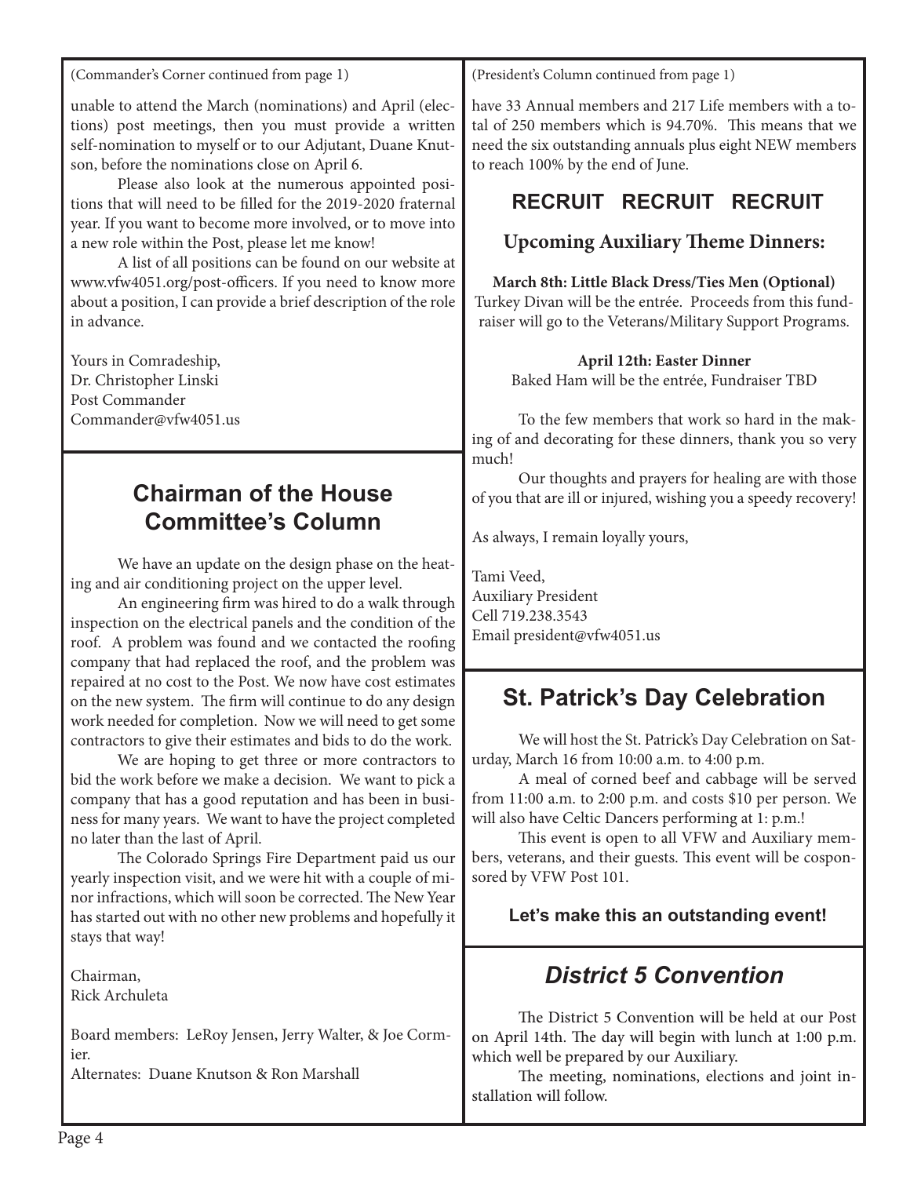(Commander's Corner continued from page 1)

unable to attend the March (nominations) and April (elections) post meetings, then you must provide a written self-nomination to myself or to our Adjutant, Duane Knutson, before the nominations close on April 6.

Please also look at the numerous appointed positions that will need to be filled for the 2019-2020 fraternal year. If you want to become more involved, or to move into a new role within the Post, please let me know!

A list of all positions can be found on our website at www.vfw4051.org/post-officers. If you need to know more about a position, I can provide a brief description of the role in advance.

Yours in Comradeship,
Dr. Christopher Linski
Post Commander
Commander@vfw4051.us

## Chairman of the House Committee's Column

We have an update on the design phase on the heating and air conditioning project on the upper level.

An engineering firm was hired to do a walk through inspection on the electrical panels and the condition of the roof. A problem was found and we contacted the roofing company that had replaced the roof, and the problem was repaired at no cost to the Post. We now have cost estimates on the new system. The firm will continue to do any design work needed for completion. Now we will need to get some contractors to give their estimates and bids to do the work.

We are hoping to get three or more contractors to bid the work before we make a decision. We want to pick a company that has a good reputation and has been in business for many years. We want to have the project completed no later than the last of April.

The Colorado Springs Fire Department paid us our yearly inspection visit, and we were hit with a couple of minor infractions, which will soon be corrected. The New Year has started out with no other new problems and hopefully it stays that way!

Chairman,
Rick Archuleta

Board members: LeRoy Jensen, Jerry Walter, & Joe Cormier.
Alternates: Duane Knutson & Ron Marshall

(President's Column continued from page 1)

have 33 Annual members and 217 Life members with a total of 250 members which is 94.70%. This means that we need the six outstanding annuals plus eight NEW members to reach 100% by the end of June.

**RECRUIT RECRUIT RECRUIT**

### Upcoming Auxiliary Theme Dinners:

**March 8th: Little Black Dress/Ties Men (Optional)**
Turkey Divan will be the entrée. Proceeds from this fundraiser will go to the Veterans/Military Support Programs.

**April 12th: Easter Dinner**
Baked Ham will be the entrée, Fundraiser TBD

To the few members that work so hard in the making of and decorating for these dinners, thank you so very much!

Our thoughts and prayers for healing are with those of you that are ill or injured, wishing you a speedy recovery!

As always, I remain loyally yours,

Tami Veed,
Auxiliary President
Cell 719.238.3543
Email president@vfw4051.us

## St. Patrick's Day Celebration

We will host the St. Patrick's Day Celebration on Saturday, March 16 from 10:00 a.m. to 4:00 p.m.

A meal of corned beef and cabbage will be served from 11:00 a.m. to 2:00 p.m. and costs $10 per person. We will also have Celtic Dancers performing at 1: p.m.!

This event is open to all VFW and Auxiliary members, veterans, and their guests. This event will be cosponsored by VFW Post 101.

**Let's make this an outstanding event!**

## *District 5 Convention*

The District 5 Convention will be held at our Post on April 14th. The day will begin with lunch at 1:00 p.m. which well be prepared by our Auxiliary.

The meeting, nominations, elections and joint installation will follow.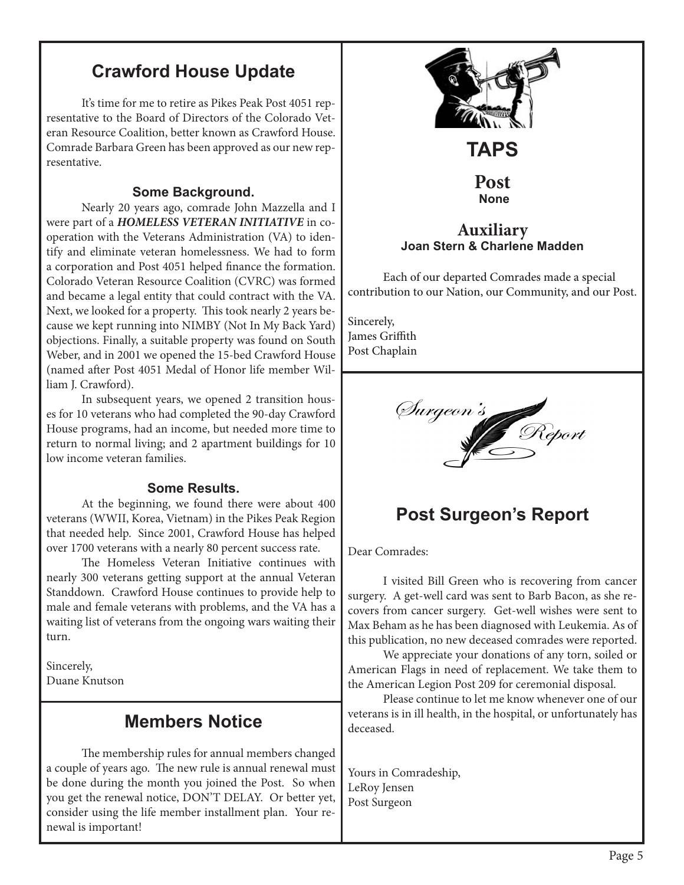## Crawford House Update

It's time for me to retire as Pikes Peak Post 4051 representative to the Board of Directors of the Colorado Veteran Resource Coalition, better known as Crawford House. Comrade Barbara Green has been approved as our new representative.

### Some Background.

Nearly 20 years ago, comrade John Mazzella and I were part of a ***HOMELESS VETERAN INITIATIVE*** in cooperation with the Veterans Administration (VA) to identify and eliminate veteran homelessness. We had to form a corporation and Post 4051 helped finance the formation. Colorado Veteran Resource Coalition (CVRC) was formed and became a legal entity that could contract with the VA. Next, we looked for a property. This took nearly 2 years because we kept running into NIMBY (Not In My Back Yard) objections. Finally, a suitable property was found on South Weber, and in 2001 we opened the 15-bed Crawford House (named after Post 4051 Medal of Honor life member William J. Crawford).

In subsequent years, we opened 2 transition houses for 10 veterans who had completed the 90-day Crawford House programs, had an income, but needed more time to return to normal living; and 2 apartment buildings for 10 low income veteran families.

### Some Results.

At the beginning, we found there were about 400 veterans (WWII, Korea, Vietnam) in the Pikes Peak Region that needed help. Since 2001, Crawford House has helped over 1700 veterans with a nearly 80 percent success rate.

The Homeless Veteran Initiative continues with nearly 300 veterans getting support at the annual Veteran Standdown. Crawford House continues to provide help to male and female veterans with problems, and the VA has a waiting list of veterans from the ongoing wars waiting their turn.

Sincerely,
Duane Knutson

## Members Notice

The membership rules for annual members changed a couple of years ago. The new rule is annual renewal must be done during the month you joined the Post. So when you get the renewal notice, DON'T DELAY. Or better yet, consider using the life member installment plan. Your renewal is important!

## TAPS

### Post
**None**

### Auxiliary
**Joan Stern & Charlene Madden**

Each of our departed Comrades made a special contribution to our Nation, our Community, and our Post.

Sincerely,
James Griffith
Post Chaplain

*Surgeon's Report*

## Post Surgeon's Report

Dear Comrades:

I visited Bill Green who is recovering from cancer surgery. A get-well card was sent to Barb Bacon, as she recovers from cancer surgery. Get-well wishes were sent to Max Beham as he has been diagnosed with Leukemia. As of this publication, no new deceased comrades were reported.

We appreciate your donations of any torn, soiled or American Flags in need of replacement. We take them to the American Legion Post 209 for ceremonial disposal.

Please continue to let me know whenever one of our veterans is in ill health, in the hospital, or unfortunately has deceased.

Yours in Comradeship,
LeRoy Jensen
Post Surgeon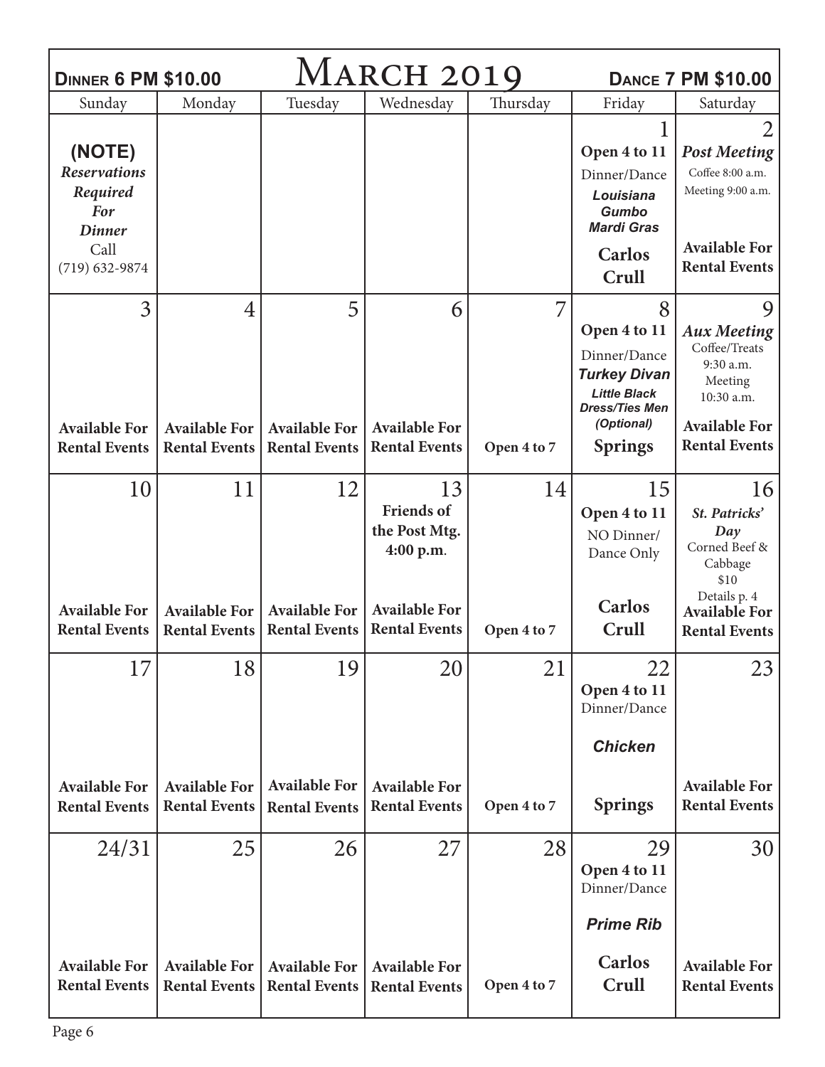**Dinner 6 PM $10.00** | # March 2019 | **Dance 7 PM $10.00**

| Sunday | Monday | Tuesday | Wednesday | Thursday | Friday | Saturday |
|---|---|---|---|---|---|---|
| **(NOTE)** *Reservations Required For Dinner* Call (719) 632-9874 | | | | | 1 **Open 4 to 11** Dinner/Dance ***Louisiana Gumbo Mardi Gras*** **Carlos Crull** | 2 ***Post Meeting*** Coffee 8:00 a.m. Meeting 9:00 a.m. **Available For Rental Events** |
| 3 **Available For Rental Events** | 4 **Available For Rental Events** | 5 **Available For Rental Events** | 6 **Available For Rental Events** | 7 **Open 4 to 7** | 8 **Open 4 to 11** Dinner/Dance ***Turkey Divan*** ***Little Black Dress/Ties Men (Optional)*** **Springs** | 9 ***Aux Meeting*** Coffee/Treats 9:30 a.m. Meeting 10:30 a.m. **Available For Rental Events** |
| 10 **Available For Rental Events** | 11 **Available For Rental Events** | 12 **Available For Rental Events** | 13 **Friends of the Post Mtg. 4:00 p.m.** **Available For Rental Events** | 14 **Open 4 to 7** | 15 **Open 4 to 11** NO Dinner/ Dance Only **Carlos Crull** | 16 ***St. Patricks' Day*** Corned Beef & Cabbage $10 Details p. 4 **Available For Rental Events** |
| 17 **Available For Rental Events** | 18 **Available For Rental Events** | 19 **Available For Rental Events** | 20 **Available For Rental Events** | 21 **Open 4 to 7** | 22 **Open 4 to 11** Dinner/Dance ***Chicken*** **Springs** | 23 **Available For Rental Events** |
| 24/31 **Available For Rental Events** | 25 **Available For Rental Events** | 26 **Available For Rental Events** | 27 **Available For Rental Events** | 28 **Open 4 to 7** | 29 **Open 4 to 11** Dinner/Dance ***Prime Rib*** **Carlos Crull** | 30 **Available For Rental Events** |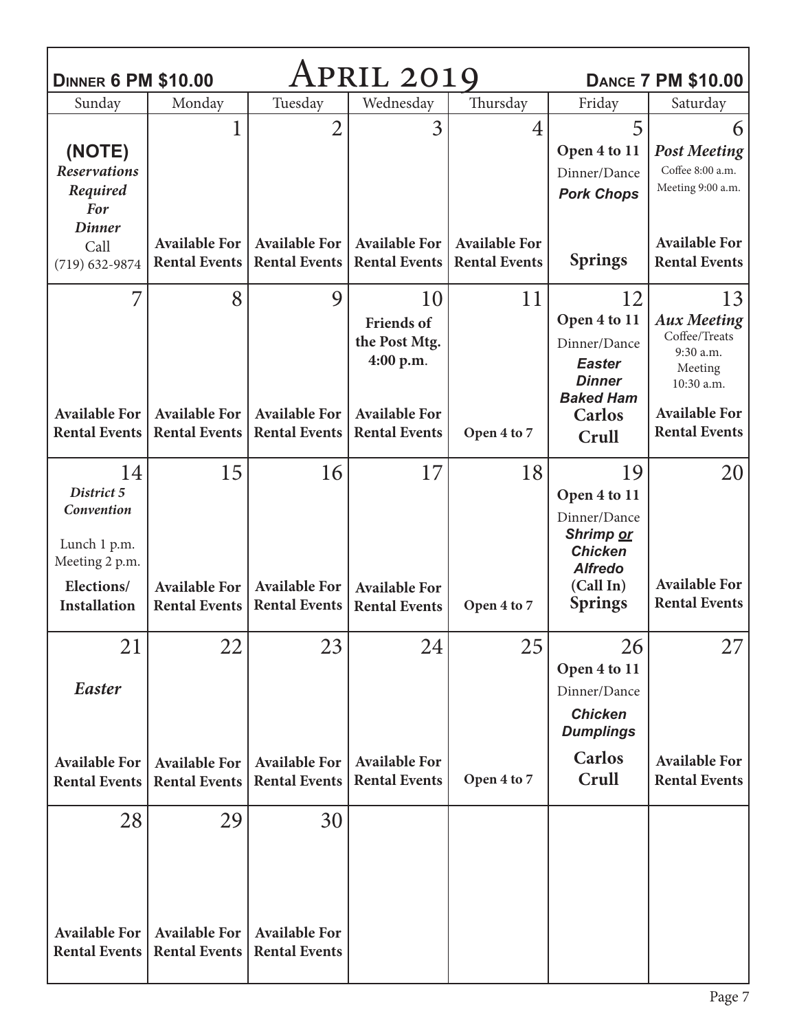**Dinner 6 PM $10.00** — **April 2019** — **Dance 7 PM $10.00**

| Sunday | Monday | Tuesday | Wednesday | Thursday | Friday | Saturday |
|---|---|---|---|---|---|---|
| **(NOTE)** ***Reservations Required For Dinner*** Call (719) 632-9874 | 1 **Available For Rental Events** | 2 **Available For Rental Events** | 3 **Available For Rental Events** | 4 **Available For Rental Events** | 5 **Open 4 to 11** Dinner/Dance ***Pork Chops*** **Springs** | 6 ***Post Meeting*** Coffee 8:00 a.m. Meeting 9:00 a.m. **Available For Rental Events** |
| 7 **Available For Rental Events** | 8 **Available For Rental Events** | 9 **Available For Rental Events** | 10 **Friends of the Post Mtg. 4:00 p.m.** **Available For Rental Events** | 11 **Open 4 to 7** | 12 **Open 4 to 11** Dinner/Dance ***Easter Dinner Baked Ham*** **Carlos Crull** | 13 ***Aux Meeting*** Coffee/Treats 9:30 a.m. Meeting 10:30 a.m. **Available For Rental Events** |
| 14 ***District 5 Convention*** Lunch 1 p.m. Meeting 2 p.m. **Elections/ Installation** | 15 **Available For Rental Events** | 16 **Available For Rental Events** | 17 **Available For Rental Events** | 18 **Open 4 to 7** | 19 **Open 4 to 11** Dinner/Dance ***Shrimp or Chicken Alfredo*** **(Call In)** **Springs** | 20 **Available For Rental Events** |
| 21 ***Easter*** **Available For Rental Events** | 22 **Available For Rental Events** | 23 **Available For Rental Events** | 24 **Available For Rental Events** | 25 **Open 4 to 7** | 26 **Open 4 to 11** Dinner/Dance ***Chicken Dumplings*** **Carlos Crull** | 27 **Available For Rental Events** |
| 28 **Available For Rental Events** | 29 **Available For Rental Events** | 30 **Available For Rental Events** | | | | |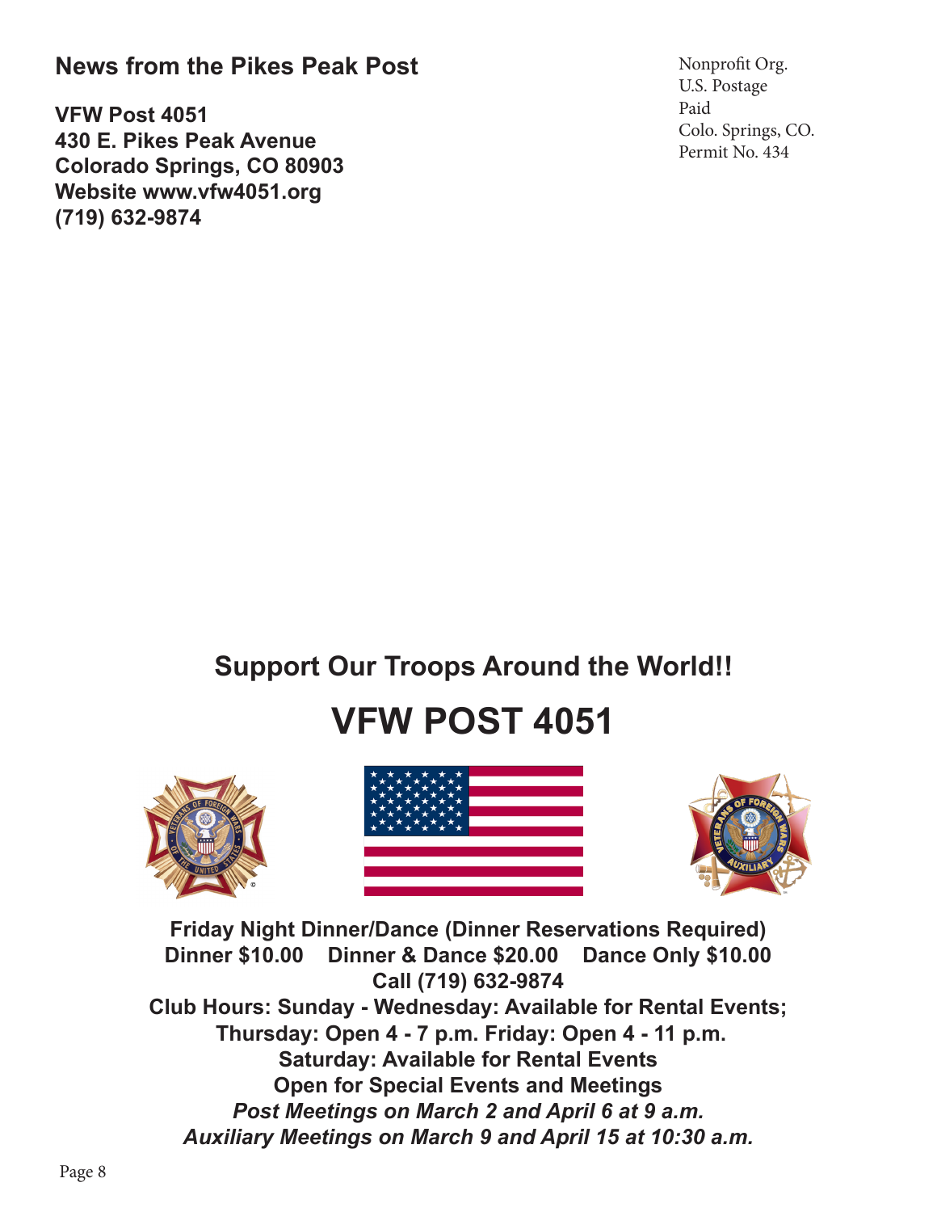## News from the Pikes Peak Post

**VFW Post 4051**
**430 E. Pikes Peak Avenue**
**Colorado Springs, CO 80903**
**Website www.vfw4051.org**
**(719) 632-9874**

Nonprofit Org.
U.S. Postage
Paid
Colo. Springs, CO.
Permit No. 434

## Support Our Troops Around the World!!

# VFW POST 4051

**Friday Night Dinner/Dance (Dinner Reservations Required)**
**Dinner $10.00 Dinner & Dance $20.00 Dance Only $10.00**
**Call (719) 632-9874**
**Club Hours: Sunday - Wednesday: Available for Rental Events;**
**Thursday: Open 4 - 7 p.m. Friday: Open 4 - 11 p.m.**
**Saturday: Available for Rental Events**
**Open for Special Events and Meetings**
***Post Meetings on March 2 and April 6 at 9 a.m.***
***Auxiliary Meetings on March 9 and April 15 at 10:30 a.m.***